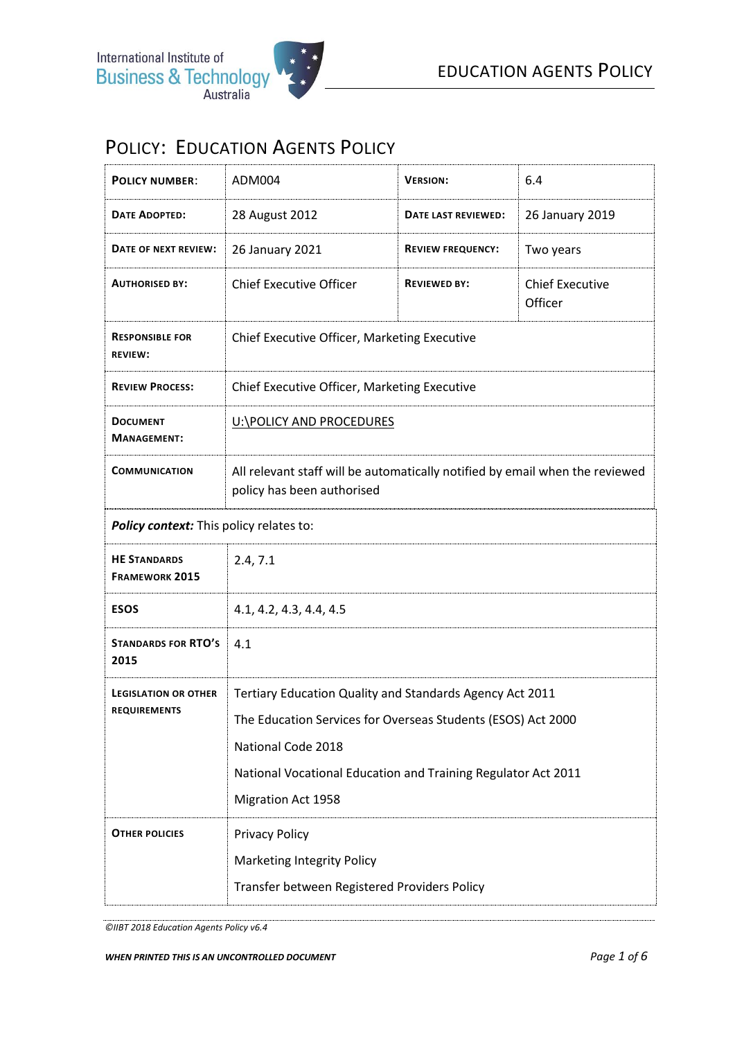# Policy: Education Agents Policy

| | | | |
|---|---|---|---|
| **Policy Number:** | ADM004 | **Version:** | 6.4 |
| **Date Adopted:** | 28 August 2012 | **Date Last Reviewed:** | 26 January 2019 |
| **Date of Next Review:** | 26 January 2021 | **Review Frequency:** | Two years |
| **Authorised By:** | Chief Executive Officer | **Reviewed By:** | Chief Executive Officer |
| **Responsible for Review:** | Chief Executive Officer, Marketing Executive | | |
| **Review Process:** | Chief Executive Officer, Marketing Executive | | |
| **Document Management:** | U:\POLICY AND PROCEDURES | | |
| **Communication** | All relevant staff will be automatically notified by email when the reviewed policy has been authorised | | |

***Policy context:*** This policy relates to:

| | |
|---|---|
| **HE Standards Framework 2015** | 2.4, 7.1 |
| **ESOS** | 4.1, 4.2, 4.3, 4.4, 4.5 |
| **Standards for RTO's 2015** | 4.1 |
| **Legislation or Other Requirements** | Tertiary Education Quality and Standards Agency Act 2011<br>The Education Services for Overseas Students (ESOS) Act 2000<br>National Code 2018<br>National Vocational Education and Training Regulator Act 2011<br>Migration Act 1958 |
| **Other Policies** | Privacy Policy<br>Marketing Integrity Policy<br>Transfer between Registered Providers Policy |

*©IIBT 2018 Education Agents Policy v6.4*

***When printed this is an uncontrolled document***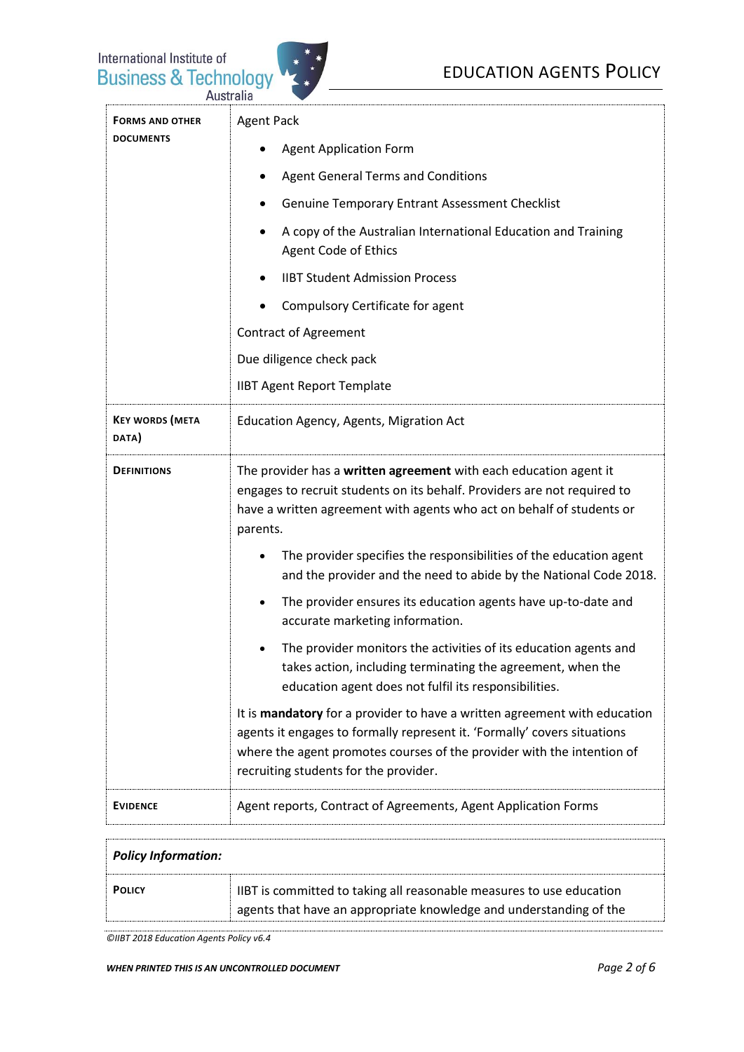| | |
|---|---|
| **FORMS AND OTHER DOCUMENTS** | Agent Pack<br>• Agent Application Form<br>• Agent General Terms and Conditions<br>• Genuine Temporary Entrant Assessment Checklist<br>• A copy of the Australian International Education and Training Agent Code of Ethics<br>• IIBT Student Admission Process<br>• Compulsory Certificate for agent<br>Contract of Agreement<br>Due diligence check pack<br>IIBT Agent Report Template |
| **KEY WORDS (META DATA)** | Education Agency, Agents, Migration Act |
| **DEFINITIONS** | The provider has a **written agreement** with each education agent it engages to recruit students on its behalf. Providers are not required to have a written agreement with agents who act on behalf of students or parents.<br>• The provider specifies the responsibilities of the education agent and the provider and the need to abide by the National Code 2018.<br>• The provider ensures its education agents have up-to-date and accurate marketing information.<br>• The provider monitors the activities of its education agents and takes action, including terminating the agreement, when the education agent does not fulfil its responsibilities.<br>It is **mandatory** for a provider to have a written agreement with education agents it engages to formally represent it. 'Formally' covers situations where the agent promotes courses of the provider with the intention of recruiting students for the provider. |
| **EVIDENCE** | Agent reports, Contract of Agreements, Agent Application Forms |

| ***Policy Information:*** | |
|---|---|
| **POLICY** | IIBT is committed to taking all reasonable measures to use education agents that have an appropriate knowledge and understanding of the |

*©IIBT 2018 Education Agents Policy v6.4*

***WHEN PRINTED THIS IS AN UNCONTROLLED DOCUMENT***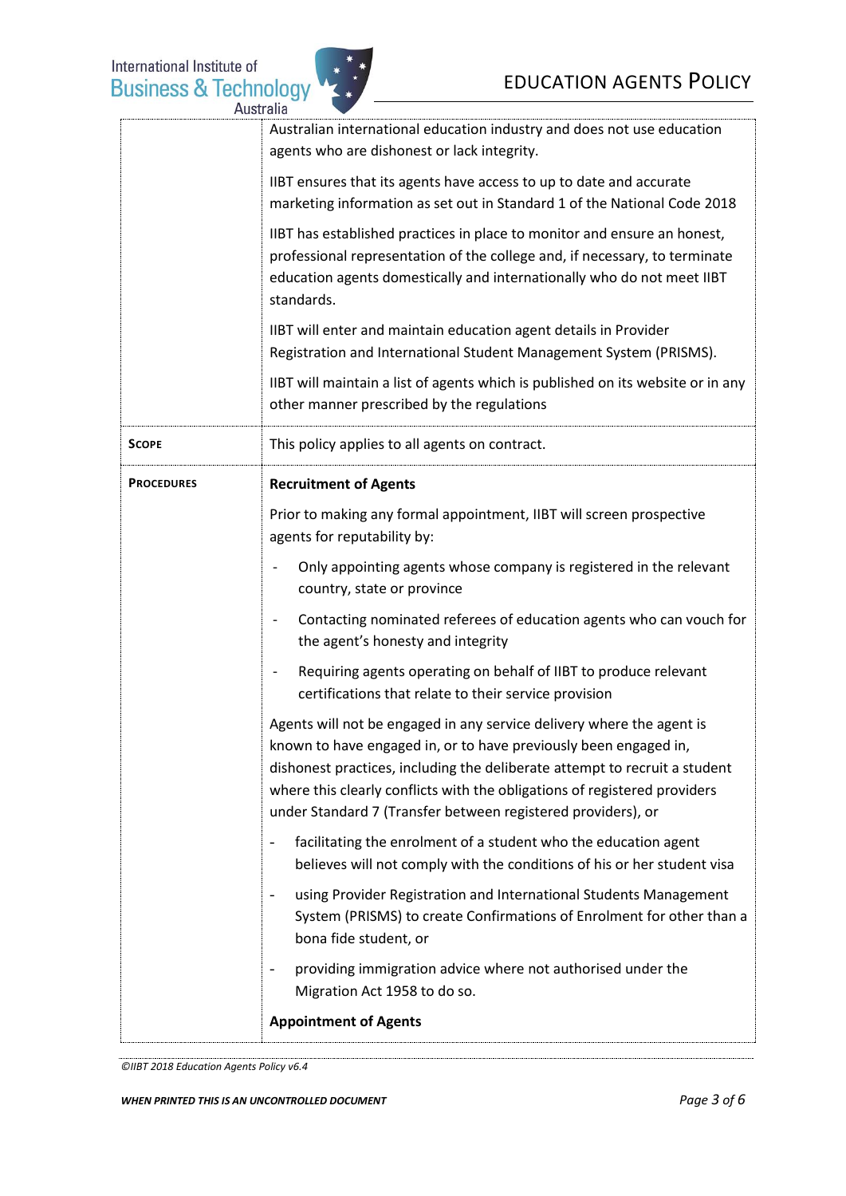| | |
|---|---|
| | Australian international education industry and does not use education agents who are dishonest or lack integrity.<br><br>IIBT ensures that its agents have access to up to date and accurate marketing information as set out in Standard 1 of the National Code 2018<br><br>IIBT has established practices in place to monitor and ensure an honest, professional representation of the college and, if necessary, to terminate education agents domestically and internationally who do not meet IIBT standards.<br><br>IIBT will enter and maintain education agent details in Provider Registration and International Student Management System (PRISMS).<br><br>IIBT will maintain a list of agents which is published on its website or in any other manner prescribed by the regulations |
| **SCOPE** | This policy applies to all agents on contract. |
| **PROCEDURES** | **Recruitment of Agents**<br><br>Prior to making any formal appointment, IIBT will screen prospective agents for reputability by:<br><br>- Only appointing agents whose company is registered in the relevant country, state or province<br>- Contacting nominated referees of education agents who can vouch for the agent's honesty and integrity<br>- Requiring agents operating on behalf of IIBT to produce relevant certifications that relate to their service provision<br><br>Agents will not be engaged in any service delivery where the agent is known to have engaged in, or to have previously been engaged in, dishonest practices, including the deliberate attempt to recruit a student where this clearly conflicts with the obligations of registered providers under Standard 7 (Transfer between registered providers), or<br><br>- facilitating the enrolment of a student who the education agent believes will not comply with the conditions of his or her student visa<br>- using Provider Registration and International Students Management System (PRISMS) to create Confirmations of Enrolment for other than a bona fide student, or<br>- providing immigration advice where not authorised under the Migration Act 1958 to do so.<br><br>**Appointment of Agents** |

*©IIBT 2018 Education Agents Policy v6.4*

***WHEN PRINTED THIS IS AN UNCONTROLLED DOCUMENT***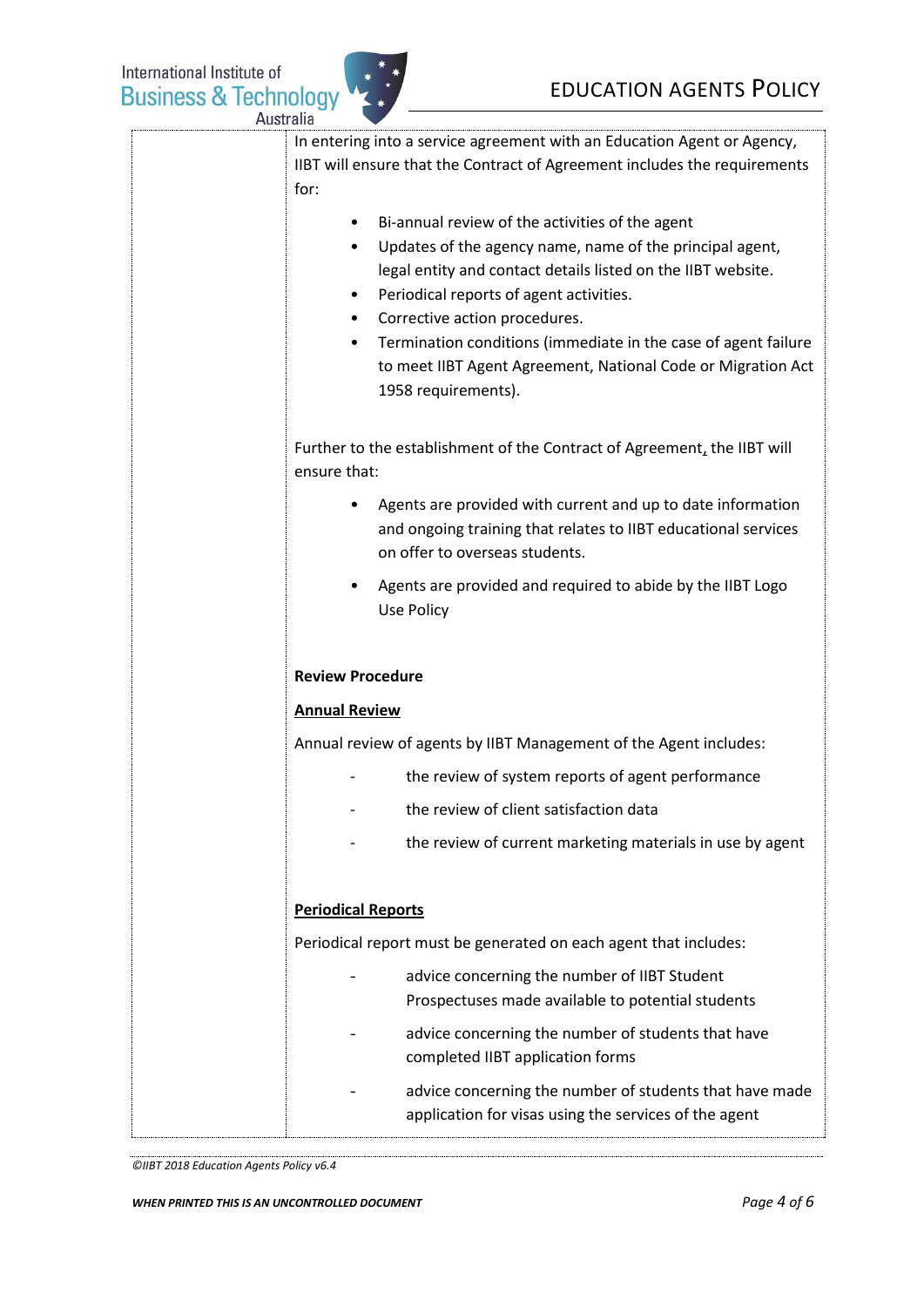In entering into a service agreement with an Education Agent or Agency, IIBT will ensure that the Contract of Agreement includes the requirements for:

- Bi-annual review of the activities of the agent
- Updates of the agency name, name of the principal agent, legal entity and contact details listed on the IIBT website.
- Periodical reports of agent activities.
- Corrective action procedures.
- Termination conditions (immediate in the case of agent failure to meet IIBT Agent Agreement, National Code or Migration Act 1958 requirements).

Further to the establishment of the Contract of Agreement, the IIBT will ensure that:

- Agents are provided with current and up to date information and ongoing training that relates to IIBT educational services on offer to overseas students.
- Agents are provided and required to abide by the IIBT Logo Use Policy

**Review Procedure**

**Annual Review**

Annual review of agents by IIBT Management of the Agent includes:

- the review of system reports of agent performance
- the review of client satisfaction data
- the review of current marketing materials in use by agent

**Periodical Reports**

Periodical report must be generated on each agent that includes:

- advice concerning the number of IIBT Student Prospectuses made available to potential students
- advice concerning the number of students that have completed IIBT application forms
- advice concerning the number of students that have made application for visas using the services of the agent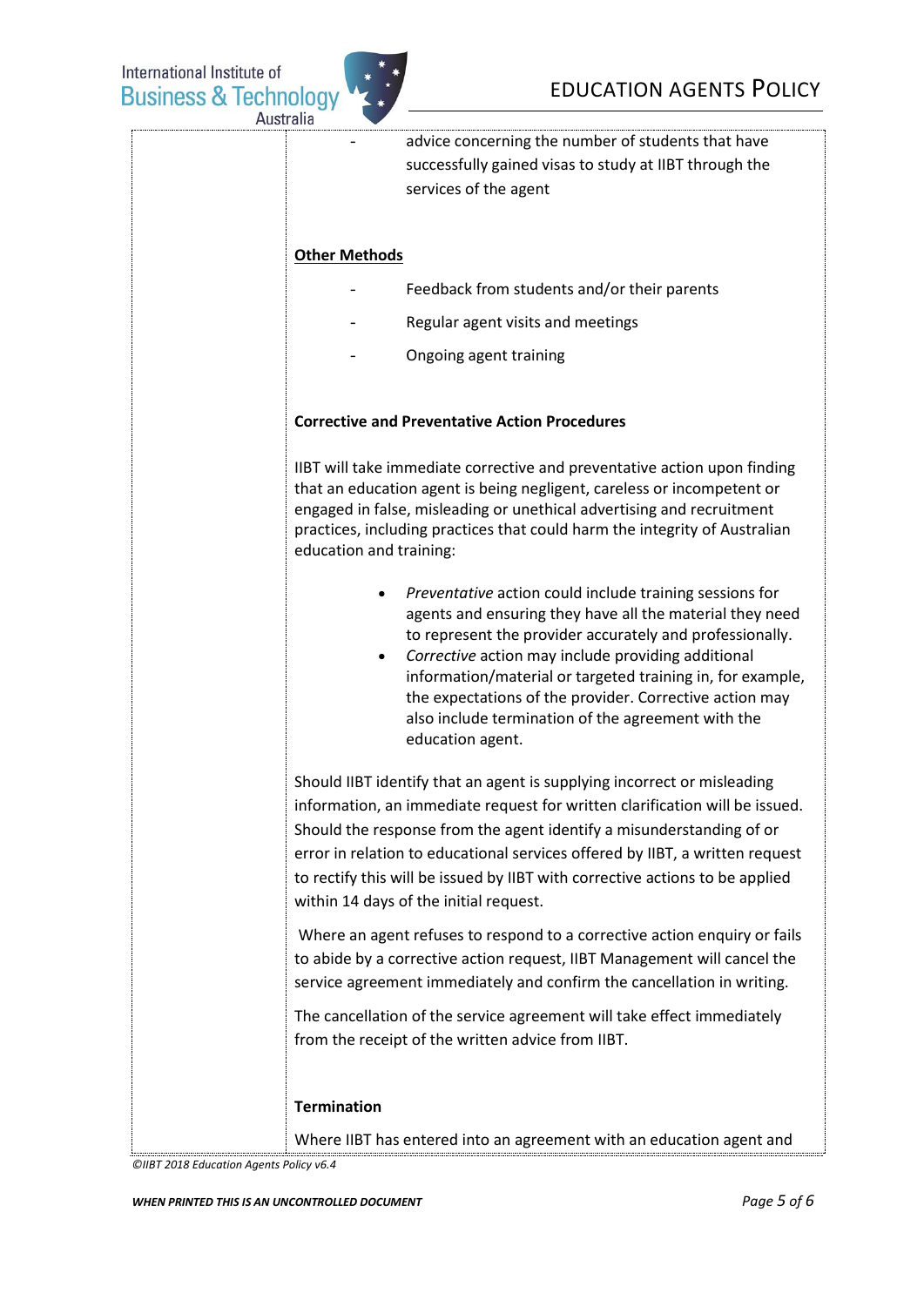- advice concerning the number of students that have successfully gained visas to study at IIBT through the services of the agent

**Other Methods**

- Feedback from students and/or their parents
- Regular agent visits and meetings
- Ongoing agent training

**Corrective and Preventative Action Procedures**

IIBT will take immediate corrective and preventative action upon finding that an education agent is being negligent, careless or incompetent or engaged in false, misleading or unethical advertising and recruitment practices, including practices that could harm the integrity of Australian education and training:

- *Preventative* action could include training sessions for agents and ensuring they have all the material they need to represent the provider accurately and professionally.
- *Corrective* action may include providing additional information/material or targeted training in, for example, the expectations of the provider. Corrective action may also include termination of the agreement with the education agent.

Should IIBT identify that an agent is supplying incorrect or misleading information, an immediate request for written clarification will be issued. Should the response from the agent identify a misunderstanding of or error in relation to educational services offered by IIBT, a written request to rectify this will be issued by IIBT with corrective actions to be applied within 14 days of the initial request.

Where an agent refuses to respond to a corrective action enquiry or fails to abide by a corrective action request, IIBT Management will cancel the service agreement immediately and confirm the cancellation in writing.

The cancellation of the service agreement will take effect immediately from the receipt of the written advice from IIBT.

**Termination**

Where IIBT has entered into an agreement with an education agent and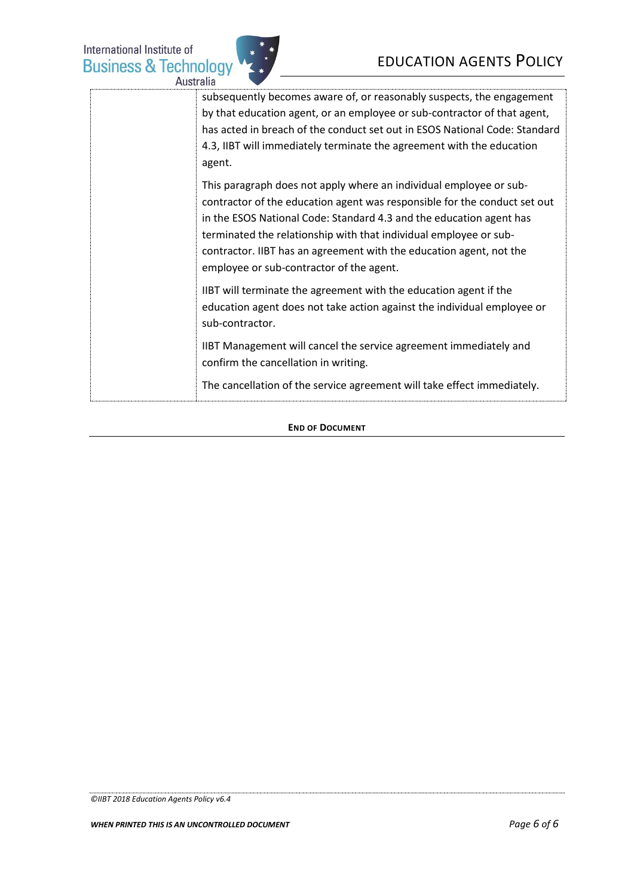| | |
|---|---|
| | subsequently becomes aware of, or reasonably suspects, the engagement by that education agent, or an employee or sub-contractor of that agent, has acted in breach of the conduct set out in ESOS National Code: Standard 4.3, IIBT will immediately terminate the agreement with the education agent.<br><br>This paragraph does not apply where an individual employee or sub-contractor of the education agent was responsible for the conduct set out in the ESOS National Code: Standard 4.3 and the education agent has terminated the relationship with that individual employee or sub-contractor. IIBT has an agreement with the education agent, not the employee or sub-contractor of the agent.<br><br>IIBT will terminate the agreement with the education agent if the education agent does not take action against the individual employee or sub-contractor.<br><br>IIBT Management will cancel the service agreement immediately and confirm the cancellation in writing.<br><br>The cancellation of the service agreement will take effect immediately. |

**END OF DOCUMENT**